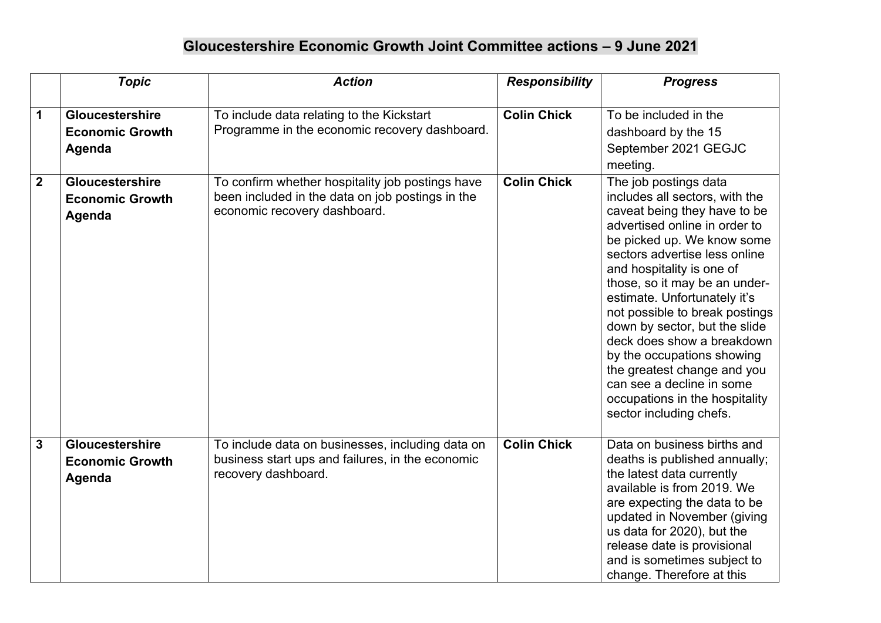# Gloucestershire Economic Growth Joint Committee actions – 9 June 2021

| | *Topic* | *Action* | *Responsibility* | *Progress* |
|---|---|---|---|---|
| **1** | **Gloucestershire Economic Growth Agenda** | To include data relating to the Kickstart Programme in the economic recovery dashboard. | **Colin Chick** | To be included in the dashboard by the 15 September 2021 GEGJC meeting. |
| **2** | **Gloucestershire Economic Growth Agenda** | To confirm whether hospitality job postings have been included in the data on job postings in the economic recovery dashboard. | **Colin Chick** | The job postings data includes all sectors, with the caveat being they have to be advertised online in order to be picked up. We know some sectors advertise less online and hospitality is one of those, so it may be an under-estimate. Unfortunately it's not possible to break postings down by sector, but the slide deck does show a breakdown by the occupations showing the greatest change and you can see a decline in some occupations in the hospitality sector including chefs. |
| **3** | **Gloucestershire Economic Growth Agenda** | To include data on businesses, including data on business start ups and failures, in the economic recovery dashboard. | **Colin Chick** | Data on business births and deaths is published annually; the latest data currently available is from 2019. We are expecting the data to be updated in November (giving us data for 2020), but the release date is provisional and is sometimes subject to change. Therefore at this |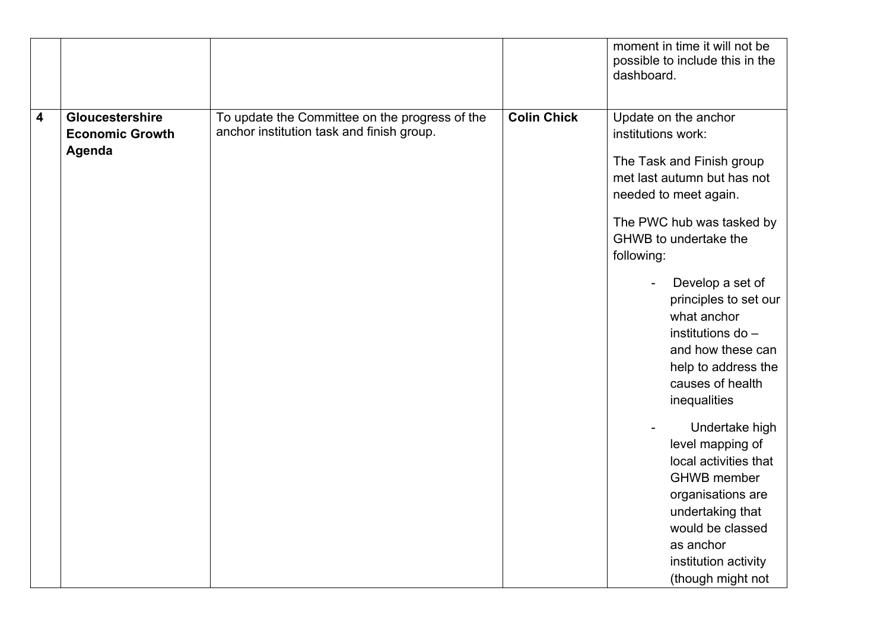|  |  |  |  | moment in time it will not be possible to include this in the dashboard. |
|---|---|---|---|---|
| **4** | **Gloucestershire Economic Growth Agenda** | To update the Committee on the progress of the anchor institution task and finish group. | **Colin Chick** | Update on the anchor institutions work:<br><br>The Task and Finish group met last autumn but has not needed to meet again.<br><br>The PWC hub was tasked by GHWB to undertake the following:<br><br>- Develop a set of principles to set our what anchor institutions do – and how these can help to address the causes of health inequalities<br><br>- Undertake high level mapping of local activities that GHWB member organisations are undertaking that would be classed as anchor institution activity (though might not |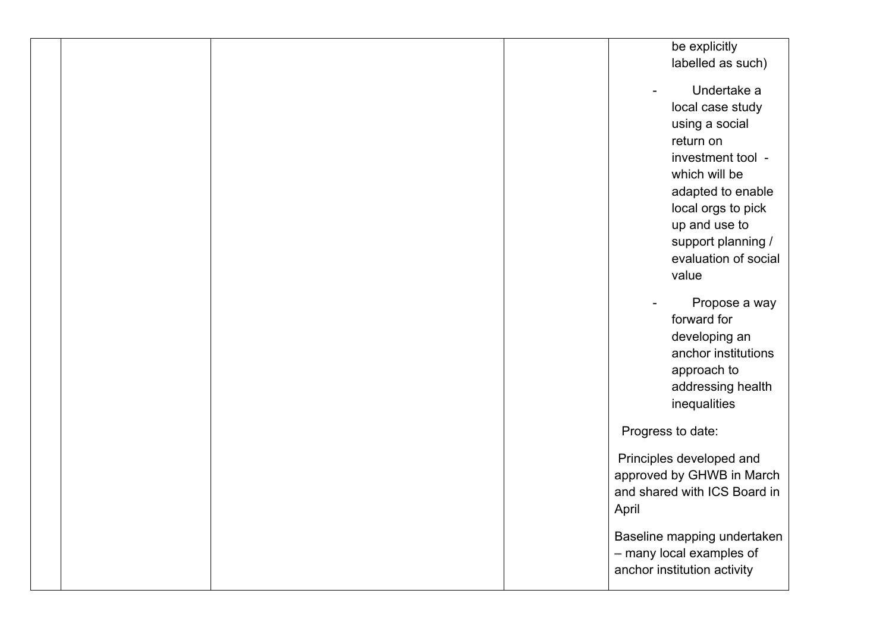| | | | | |
|---|---|---|---|---|
| | | | | be explicitly labelled as such)<br><br>- Undertake a local case study using a social return on investment tool - which will be adapted to enable local orgs to pick up and use to support planning / evaluation of social value<br><br>- Propose a way forward for developing an anchor institutions approach to addressing health inequalities<br><br>Progress to date:<br><br>Principles developed and approved by GHWB in March and shared with ICS Board in April<br><br>Baseline mapping undertaken – many local examples of anchor institution activity |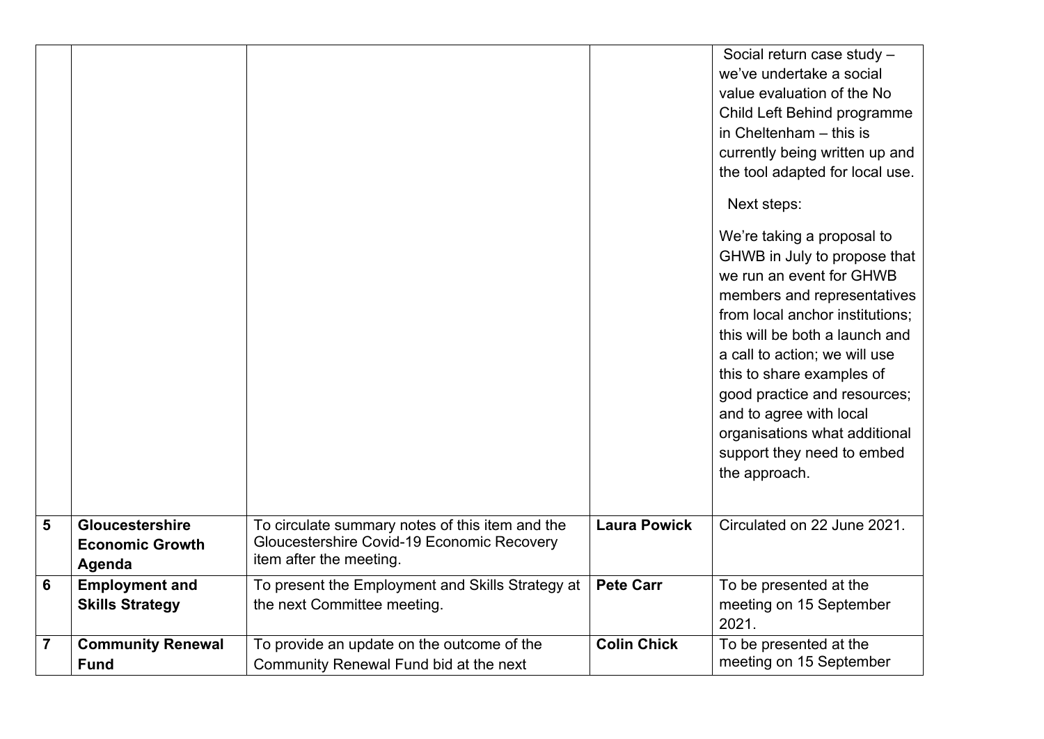| | | | | |
|---|---|---|---|---|
| | | | | Social return case study – we've undertake a social value evaluation of the No Child Left Behind programme in Cheltenham – this is currently being written up and the tool adapted for local use.<br><br>Next steps:<br><br>We're taking a proposal to GHWB in July to propose that we run an event for GHWB members and representatives from local anchor institutions; this will be both a launch and a call to action; we will use this to share examples of good practice and resources; and to agree with local organisations what additional support they need to embed the approach. |
| **5** | **Gloucestershire Economic Growth Agenda** | To circulate summary notes of this item and the Gloucestershire Covid-19 Economic Recovery item after the meeting. | **Laura Powick** | Circulated on 22 June 2021. |
| **6** | **Employment and Skills Strategy** | To present the Employment and Skills Strategy at the next Committee meeting. | **Pete Carr** | To be presented at the meeting on 15 September 2021. |
| **7** | **Community Renewal Fund** | To provide an update on the outcome of the Community Renewal Fund bid at the next | **Colin Chick** | To be presented at the meeting on 15 September |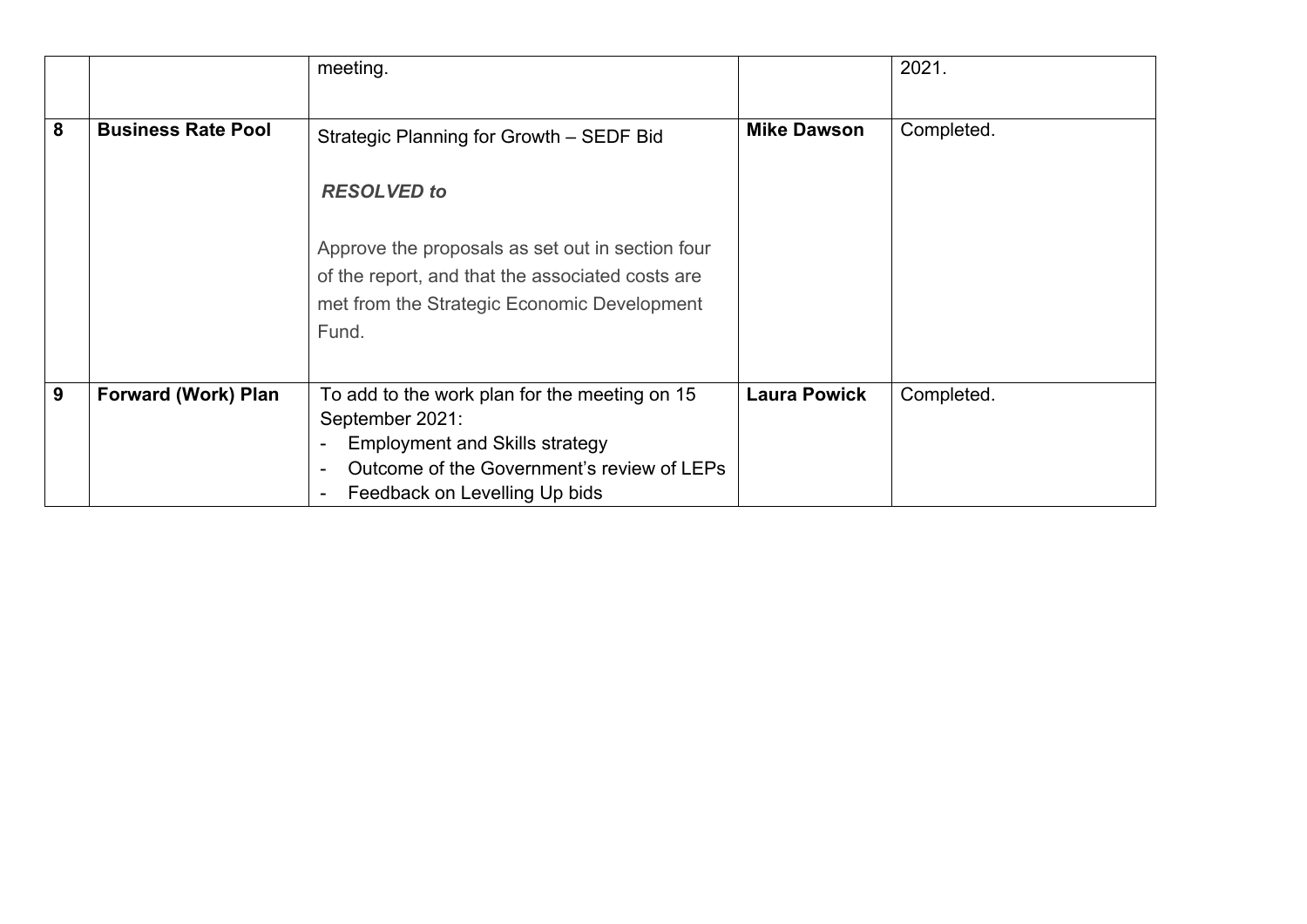| | | | | |
|---|---|---|---|---|
| | | meeting. | | 2021. |
| **8** | **Business Rate Pool** | Strategic Planning for Growth – SEDF Bid<br><br>***RESOLVED to***<br><br>Approve the proposals as set out in section four of the report, and that the associated costs are met from the Strategic Economic Development Fund. | **Mike Dawson** | Completed. |
| **9** | **Forward (Work) Plan** | To add to the work plan for the meeting on 15 September 2021:<br>- Employment and Skills strategy<br>- Outcome of the Government's review of LEPs<br>- Feedback on Levelling Up bids | **Laura Powick** | Completed. |